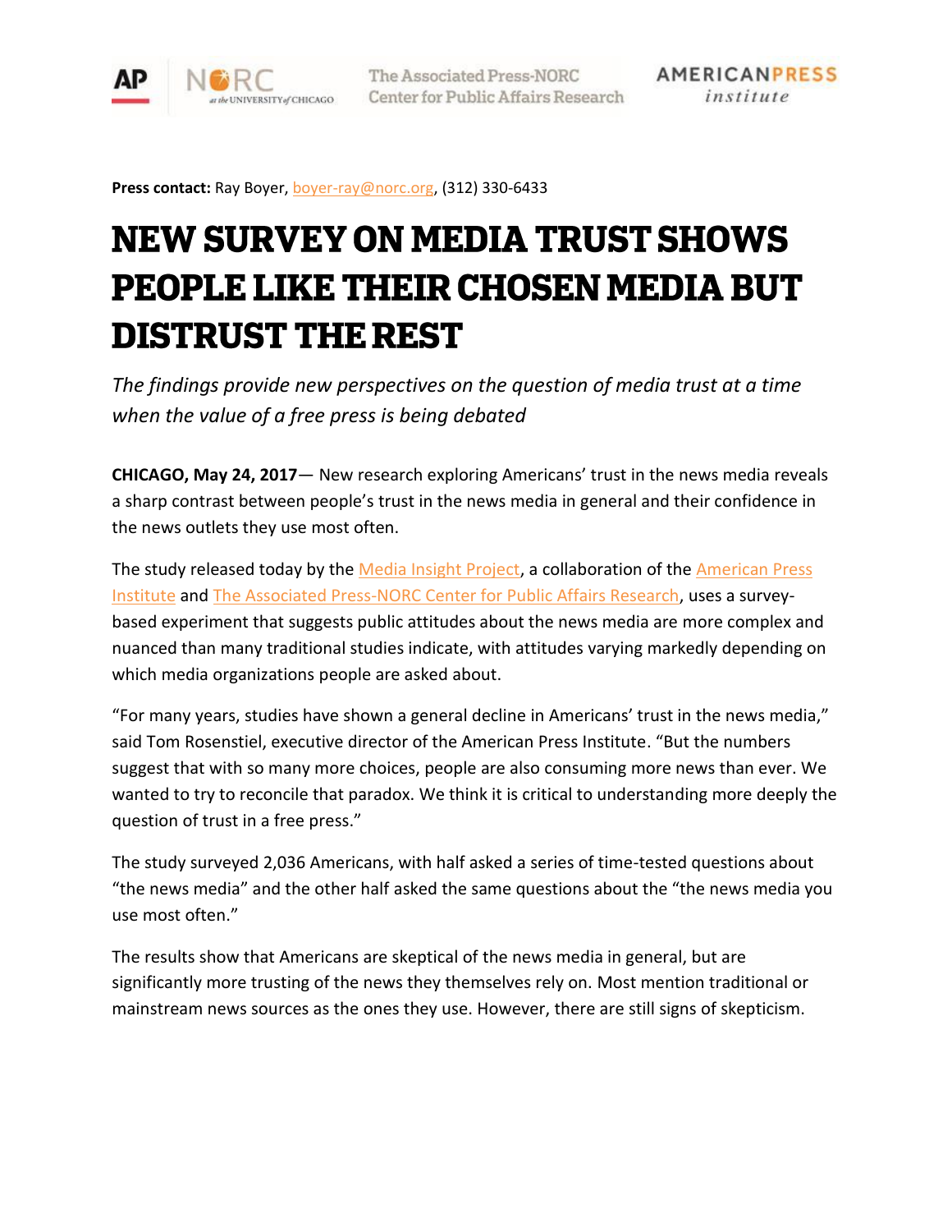**Press contact:** Ray Boyer, boyer-ray@norc.org, (312) 330-6433

# NEW SURVEY ON MEDIA TRUST SHOWS PEOPLE LIKE THEIR CHOSEN MEDIA BUT DISTRUST THE REST

*The findings provide new perspectives on the question of media trust at a time when the value of a free press is being debated*

**CHICAGO, May 24, 2017**— New research exploring Americans' trust in the news media reveals a sharp contrast between people's trust in the news media in general and their confidence in the news outlets they use most often.

The study released today by the Media Insight Project, a collaboration of the American Press Institute and The Associated Press-NORC Center for Public Affairs Research, uses a survey-based experiment that suggests public attitudes about the news media are more complex and nuanced than many traditional studies indicate, with attitudes varying markedly depending on which media organizations people are asked about.

"For many years, studies have shown a general decline in Americans' trust in the news media," said Tom Rosenstiel, executive director of the American Press Institute. "But the numbers suggest that with so many more choices, people are also consuming more news than ever. We wanted to try to reconcile that paradox. We think it is critical to understanding more deeply the question of trust in a free press."

The study surveyed 2,036 Americans, with half asked a series of time-tested questions about "the news media" and the other half asked the same questions about the "the news media you use most often."

The results show that Americans are skeptical of the news media in general, but are significantly more trusting of the news they themselves rely on. Most mention traditional or mainstream news sources as the ones they use. However, there are still signs of skepticism.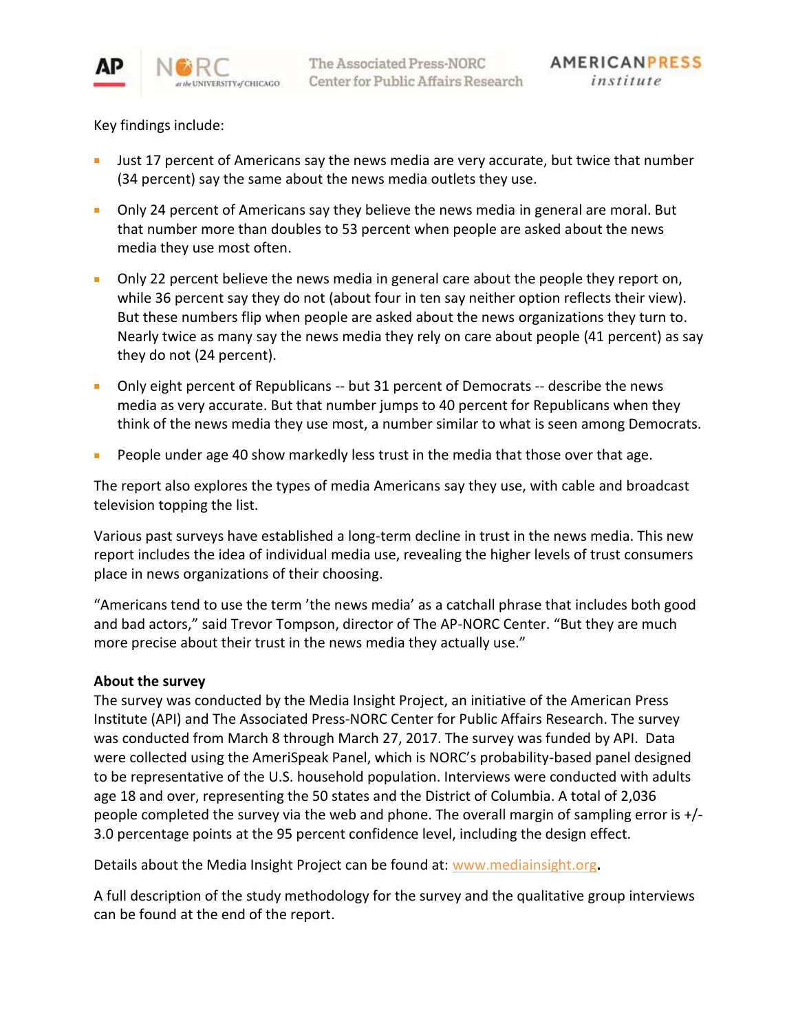Key findings include:

- Just 17 percent of Americans say the news media are very accurate, but twice that number (34 percent) say the same about the news media outlets they use.
- Only 24 percent of Americans say they believe the news media in general are moral. But that number more than doubles to 53 percent when people are asked about the news media they use most often.
- Only 22 percent believe the news media in general care about the people they report on, while 36 percent say they do not (about four in ten say neither option reflects their view). But these numbers flip when people are asked about the news organizations they turn to. Nearly twice as many say the news media they rely on care about people (41 percent) as say they do not (24 percent).
- Only eight percent of Republicans -- but 31 percent of Democrats -- describe the news media as very accurate. But that number jumps to 40 percent for Republicans when they think of the news media they use most, a number similar to what is seen among Democrats.
- People under age 40 show markedly less trust in the media that those over that age.

The report also explores the types of media Americans say they use, with cable and broadcast television topping the list.

Various past surveys have established a long-term decline in trust in the news media. This new report includes the idea of individual media use, revealing the higher levels of trust consumers place in news organizations of their choosing.

"Americans tend to use the term 'the news media' as a catchall phrase that includes both good and bad actors," said Trevor Tompson, director of The AP-NORC Center. "But they are much more precise about their trust in the news media they actually use."

**About the survey**

The survey was conducted by the Media Insight Project, an initiative of the American Press Institute (API) and The Associated Press-NORC Center for Public Affairs Research. The survey was conducted from March 8 through March 27, 2017. The survey was funded by API. Data were collected using the AmeriSpeak Panel, which is NORC's probability-based panel designed to be representative of the U.S. household population. Interviews were conducted with adults age 18 and over, representing the 50 states and the District of Columbia. A total of 2,036 people completed the survey via the web and phone. The overall margin of sampling error is +/- 3.0 percentage points at the 95 percent confidence level, including the design effect.

Details about the Media Insight Project can be found at: www.mediainsight.org**.**

A full description of the study methodology for the survey and the qualitative group interviews can be found at the end of the report.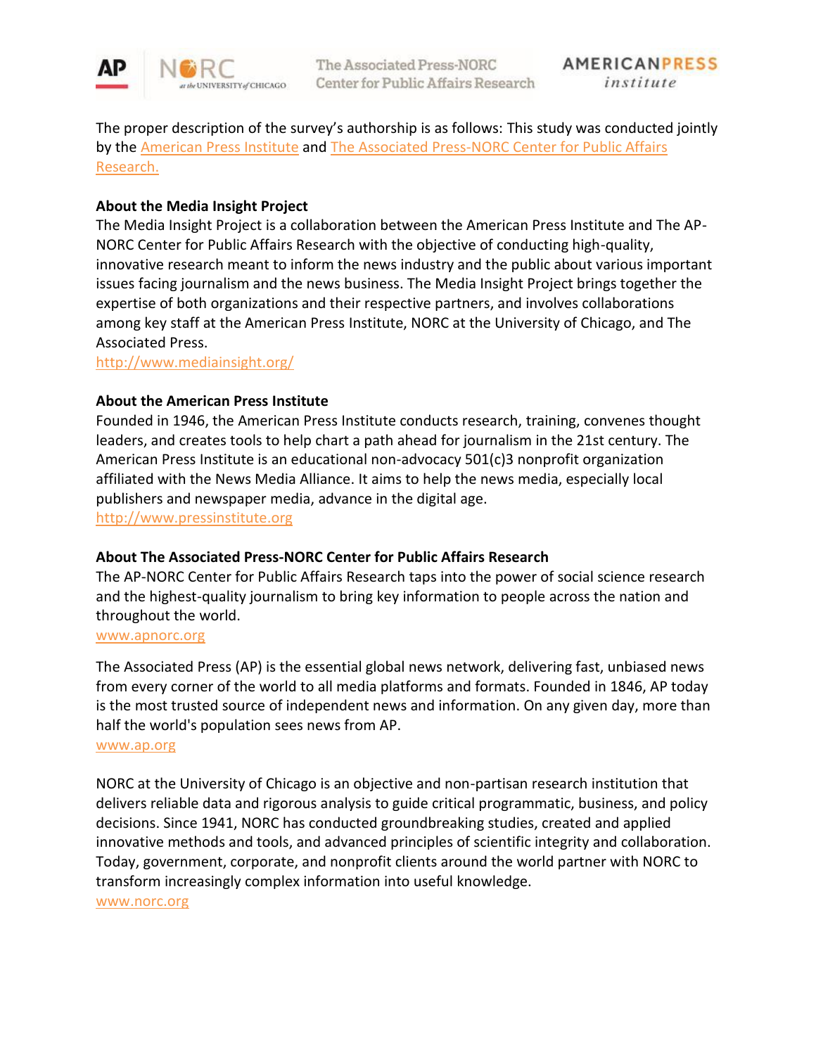The proper description of the survey's authorship is as follows: This study was conducted jointly by the American Press Institute and The Associated Press-NORC Center for Public Affairs Research.

**About the Media Insight Project**

The Media Insight Project is a collaboration between the American Press Institute and The AP-NORC Center for Public Affairs Research with the objective of conducting high-quality, innovative research meant to inform the news industry and the public about various important issues facing journalism and the news business. The Media Insight Project brings together the expertise of both organizations and their respective partners, and involves collaborations among key staff at the American Press Institute, NORC at the University of Chicago, and The Associated Press.

http://www.mediainsight.org/

**About the American Press Institute**

Founded in 1946, the American Press Institute conducts research, training, convenes thought leaders, and creates tools to help chart a path ahead for journalism in the 21st century. The American Press Institute is an educational non-advocacy 501(c)3 nonprofit organization affiliated with the News Media Alliance. It aims to help the news media, especially local publishers and newspaper media, advance in the digital age.

http://www.pressinstitute.org

**About The Associated Press-NORC Center for Public Affairs Research**

The AP-NORC Center for Public Affairs Research taps into the power of social science research and the highest-quality journalism to bring key information to people across the nation and throughout the world.

www.apnorc.org

The Associated Press (AP) is the essential global news network, delivering fast, unbiased news from every corner of the world to all media platforms and formats. Founded in 1846, AP today is the most trusted source of independent news and information. On any given day, more than half the world's population sees news from AP.

www.ap.org

NORC at the University of Chicago is an objective and non-partisan research institution that delivers reliable data and rigorous analysis to guide critical programmatic, business, and policy decisions. Since 1941, NORC has conducted groundbreaking studies, created and applied innovative methods and tools, and advanced principles of scientific integrity and collaboration. Today, government, corporate, and nonprofit clients around the world partner with NORC to transform increasingly complex information into useful knowledge.

www.norc.org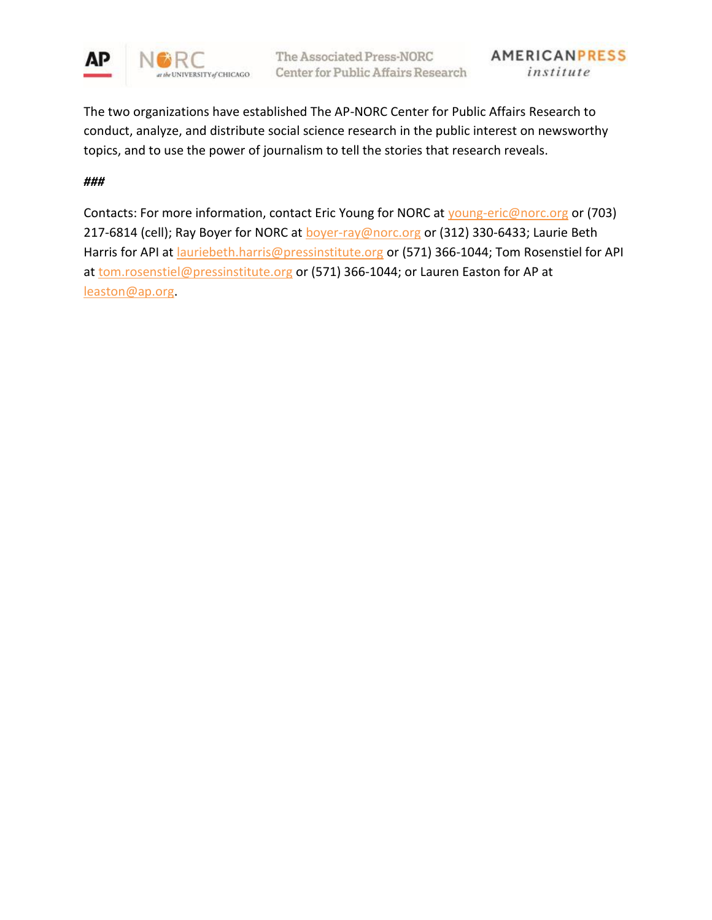The two organizations have established The AP-NORC Center for Public Affairs Research to conduct, analyze, and distribute social science research in the public interest on newsworthy topics, and to use the power of journalism to tell the stories that research reveals.

***###***

Contacts: For more information, contact Eric Young for NORC at young-eric@norc.org or (703) 217-6814 (cell); Ray Boyer for NORC at boyer-ray@norc.org or (312) 330-6433; Laurie Beth Harris for API at lauriebeth.harris@pressinstitute.org or (571) 366-1044; Tom Rosenstiel for API at tom.rosenstiel@pressinstitute.org or (571) 366-1044; or Lauren Easton for AP at leaston@ap.org.